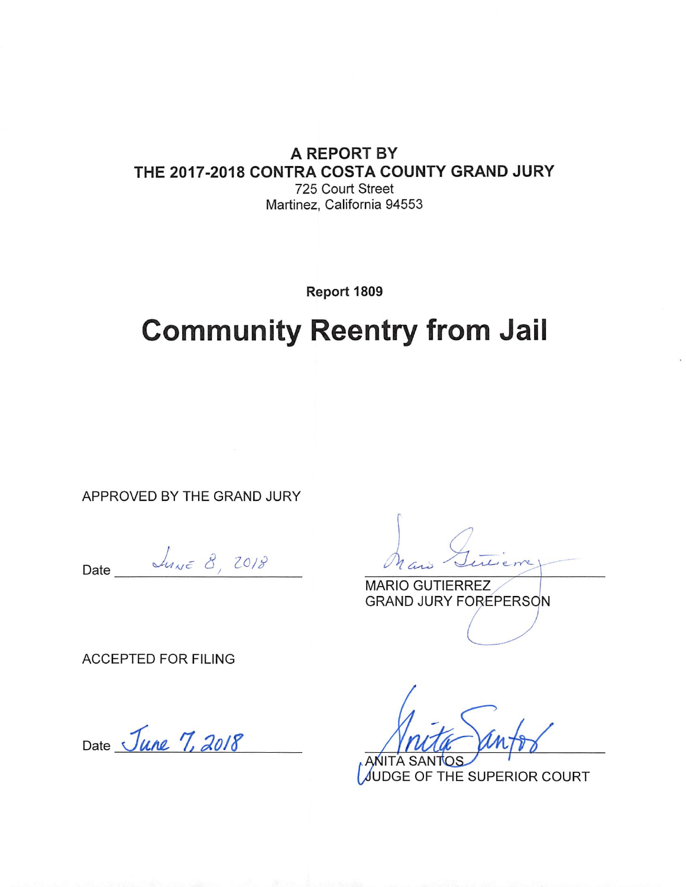**A REPORT BY**
**THE 2017-2018 CONTRA COSTA COUNTY GRAND JURY**
725 Court Street
Martinez, California 94553

**Report 1809**

# Community Reentry from Jail

APPROVED BY THE GRAND JURY

Date June 8, 2018

MARIO GUTIERREZ
GRAND JURY FOREPERSON

ACCEPTED FOR FILING

Date June 7, 2018

ANITA SANTOS
JUDGE OF THE SUPERIOR COURT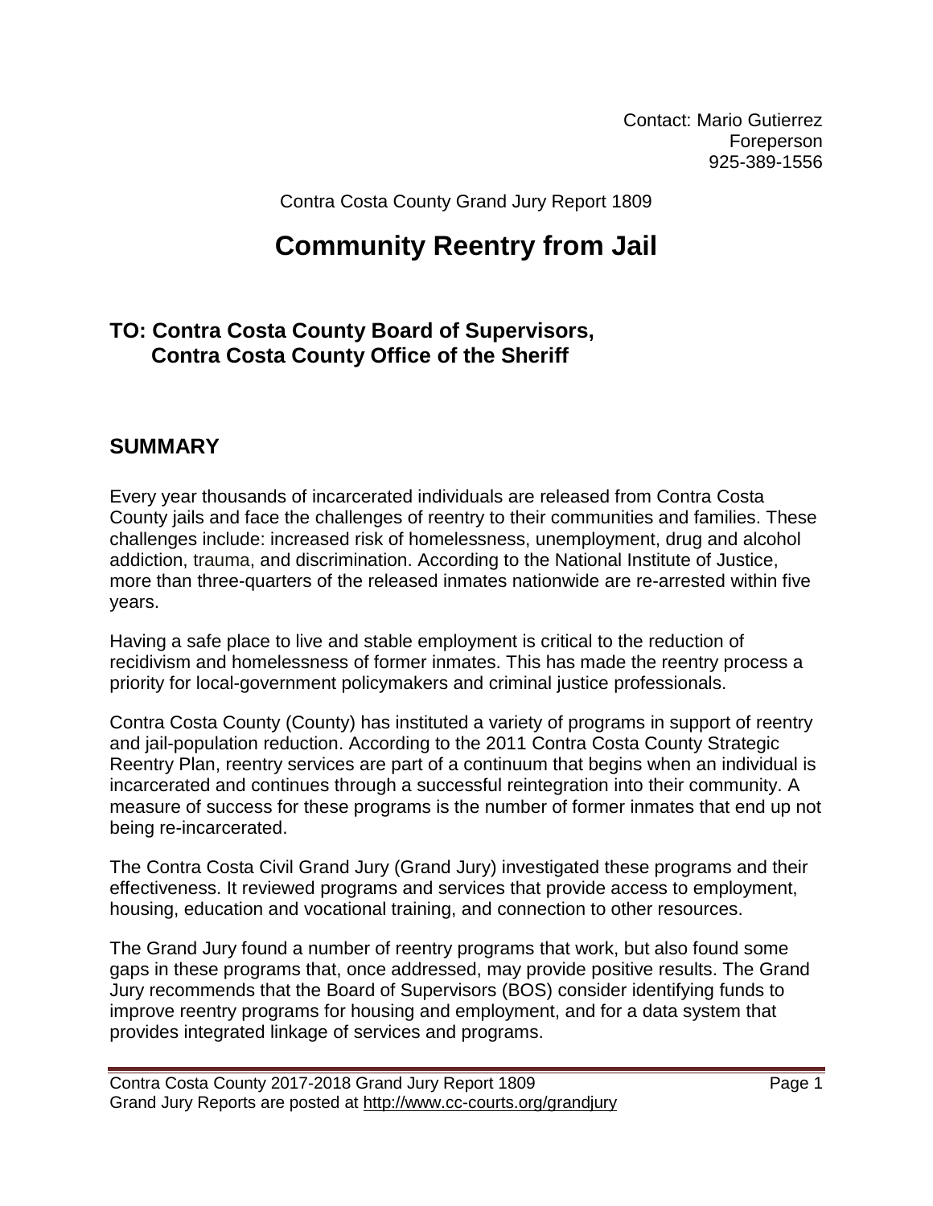Contact: Mario Gutierrez
Foreperson
925-389-1556

Contra Costa County Grand Jury Report 1809

# Community Reentry from Jail

## TO: Contra Costa County Board of Supervisors, Contra Costa County Office of the Sheriff

## SUMMARY

Every year thousands of incarcerated individuals are released from Contra Costa County jails and face the challenges of reentry to their communities and families. These challenges include: increased risk of homelessness, unemployment, drug and alcohol addiction, trauma, and discrimination. According to the National Institute of Justice, more than three-quarters of the released inmates nationwide are re-arrested within five years.

Having a safe place to live and stable employment is critical to the reduction of recidivism and homelessness of former inmates. This has made the reentry process a priority for local-government policymakers and criminal justice professionals.

Contra Costa County (County) has instituted a variety of programs in support of reentry and jail-population reduction. According to the 2011 Contra Costa County Strategic Reentry Plan, reentry services are part of a continuum that begins when an individual is incarcerated and continues through a successful reintegration into their community. A measure of success for these programs is the number of former inmates that end up not being re-incarcerated.

The Contra Costa Civil Grand Jury (Grand Jury) investigated these programs and their effectiveness. It reviewed programs and services that provide access to employment, housing, education and vocational training, and connection to other resources.

The Grand Jury found a number of reentry programs that work, but also found some gaps in these programs that, once addressed, may provide positive results. The Grand Jury recommends that the Board of Supervisors (BOS) consider identifying funds to improve reentry programs for housing and employment, and for a data system that provides integrated linkage of services and programs.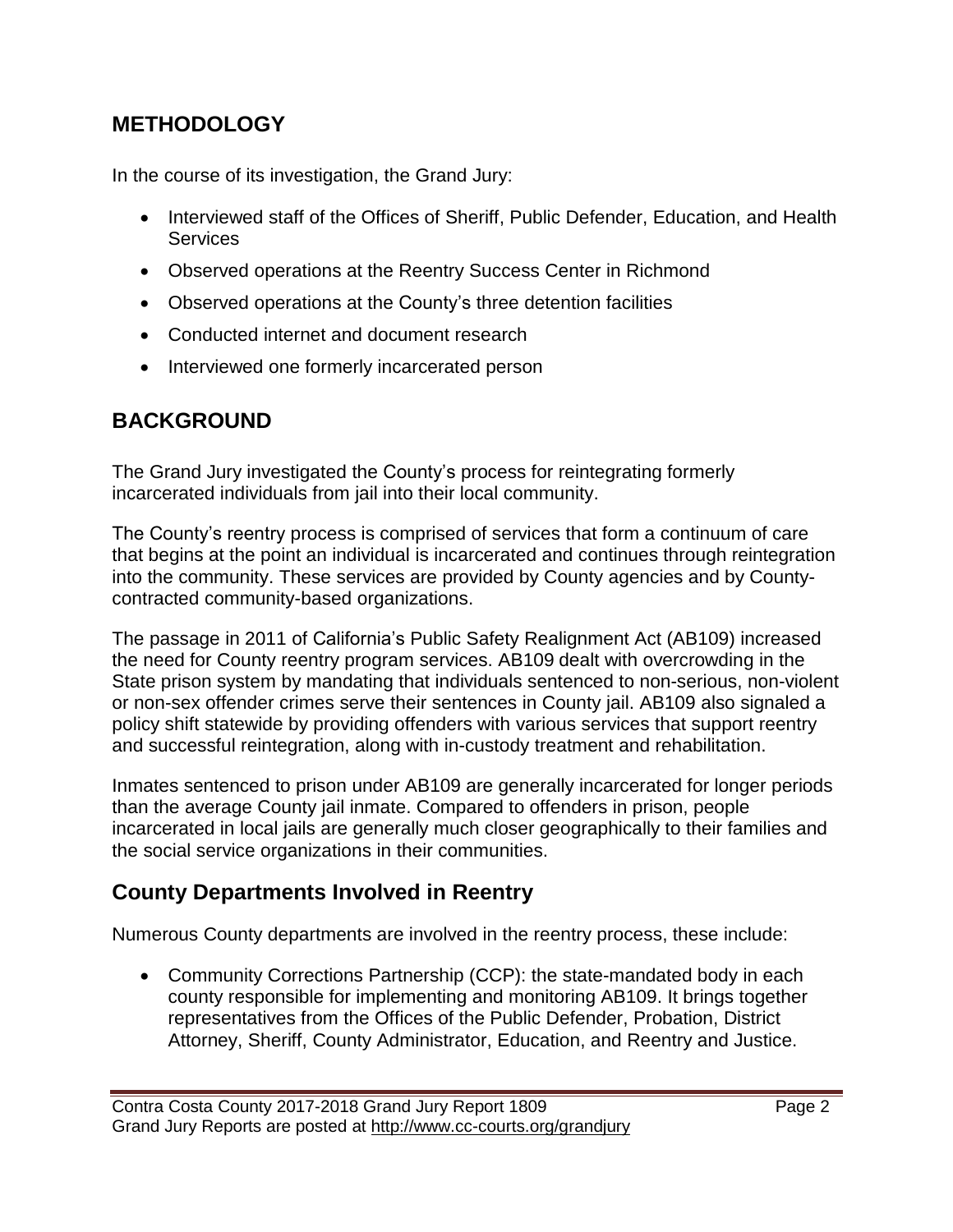## METHODOLOGY

In the course of its investigation, the Grand Jury:

- Interviewed staff of the Offices of Sheriff, Public Defender, Education, and Health Services
- Observed operations at the Reentry Success Center in Richmond
- Observed operations at the County's three detention facilities
- Conducted internet and document research
- Interviewed one formerly incarcerated person

## BACKGROUND

The Grand Jury investigated the County's process for reintegrating formerly incarcerated individuals from jail into their local community.

The County's reentry process is comprised of services that form a continuum of care that begins at the point an individual is incarcerated and continues through reintegration into the community. These services are provided by County agencies and by County-contracted community-based organizations.

The passage in 2011 of California's Public Safety Realignment Act (AB109) increased the need for County reentry program services. AB109 dealt with overcrowding in the State prison system by mandating that individuals sentenced to non-serious, non-violent or non-sex offender crimes serve their sentences in County jail. AB109 also signaled a policy shift statewide by providing offenders with various services that support reentry and successful reintegration, along with in-custody treatment and rehabilitation.

Inmates sentenced to prison under AB109 are generally incarcerated for longer periods than the average County jail inmate. Compared to offenders in prison, people incarcerated in local jails are generally much closer geographically to their families and the social service organizations in their communities.

## County Departments Involved in Reentry

Numerous County departments are involved in the reentry process, these include:

- Community Corrections Partnership (CCP): the state-mandated body in each county responsible for implementing and monitoring AB109. It brings together representatives from the Offices of the Public Defender, Probation, District Attorney, Sheriff, County Administrator, Education, and Reentry and Justice.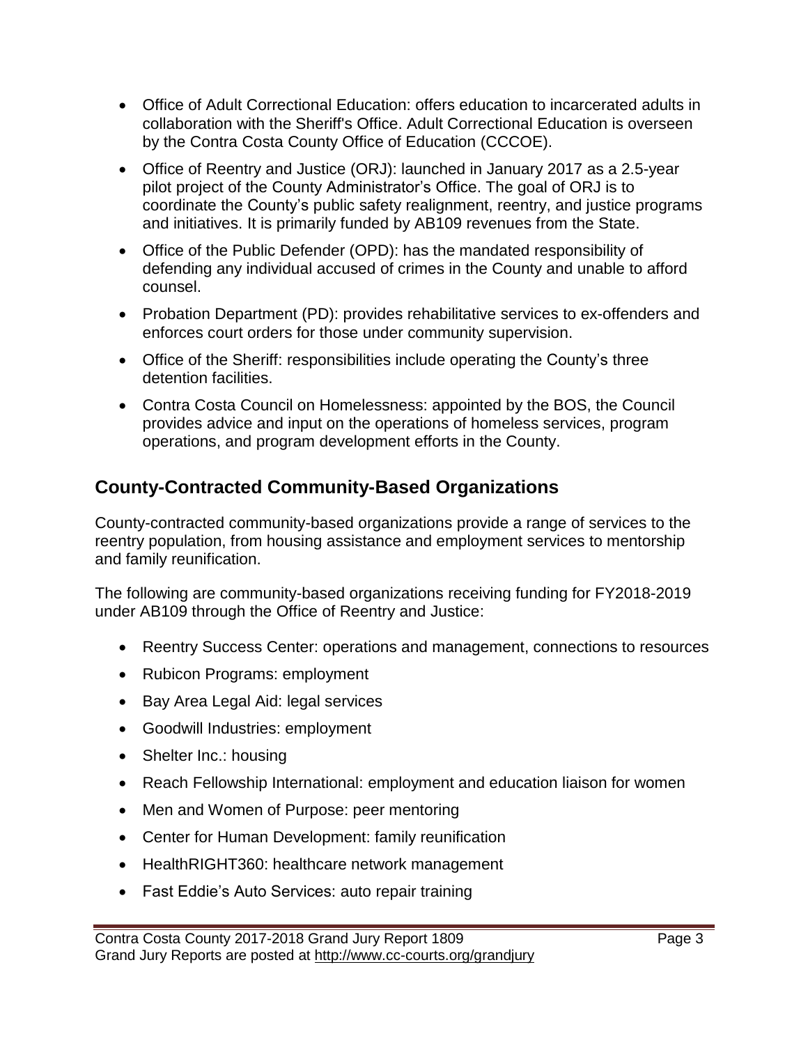- Office of Adult Correctional Education: offers education to incarcerated adults in collaboration with the Sheriff's Office. Adult Correctional Education is overseen by the Contra Costa County Office of Education (CCCOE).
- Office of Reentry and Justice (ORJ): launched in January 2017 as a 2.5-year pilot project of the County Administrator's Office. The goal of ORJ is to coordinate the County's public safety realignment, reentry, and justice programs and initiatives. It is primarily funded by AB109 revenues from the State.
- Office of the Public Defender (OPD): has the mandated responsibility of defending any individual accused of crimes in the County and unable to afford counsel.
- Probation Department (PD): provides rehabilitative services to ex-offenders and enforces court orders for those under community supervision.
- Office of the Sheriff: responsibilities include operating the County's three detention facilities.
- Contra Costa Council on Homelessness: appointed by the BOS, the Council provides advice and input on the operations of homeless services, program operations, and program development efforts in the County.

## County-Contracted Community-Based Organizations

County-contracted community-based organizations provide a range of services to the reentry population, from housing assistance and employment services to mentorship and family reunification.

The following are community-based organizations receiving funding for FY2018-2019 under AB109 through the Office of Reentry and Justice:

- Reentry Success Center: operations and management, connections to resources
- Rubicon Programs: employment
- Bay Area Legal Aid: legal services
- Goodwill Industries: employment
- Shelter Inc.: housing
- Reach Fellowship International: employment and education liaison for women
- Men and Women of Purpose: peer mentoring
- Center for Human Development: family reunification
- HealthRIGHT360: healthcare network management
- Fast Eddie's Auto Services: auto repair training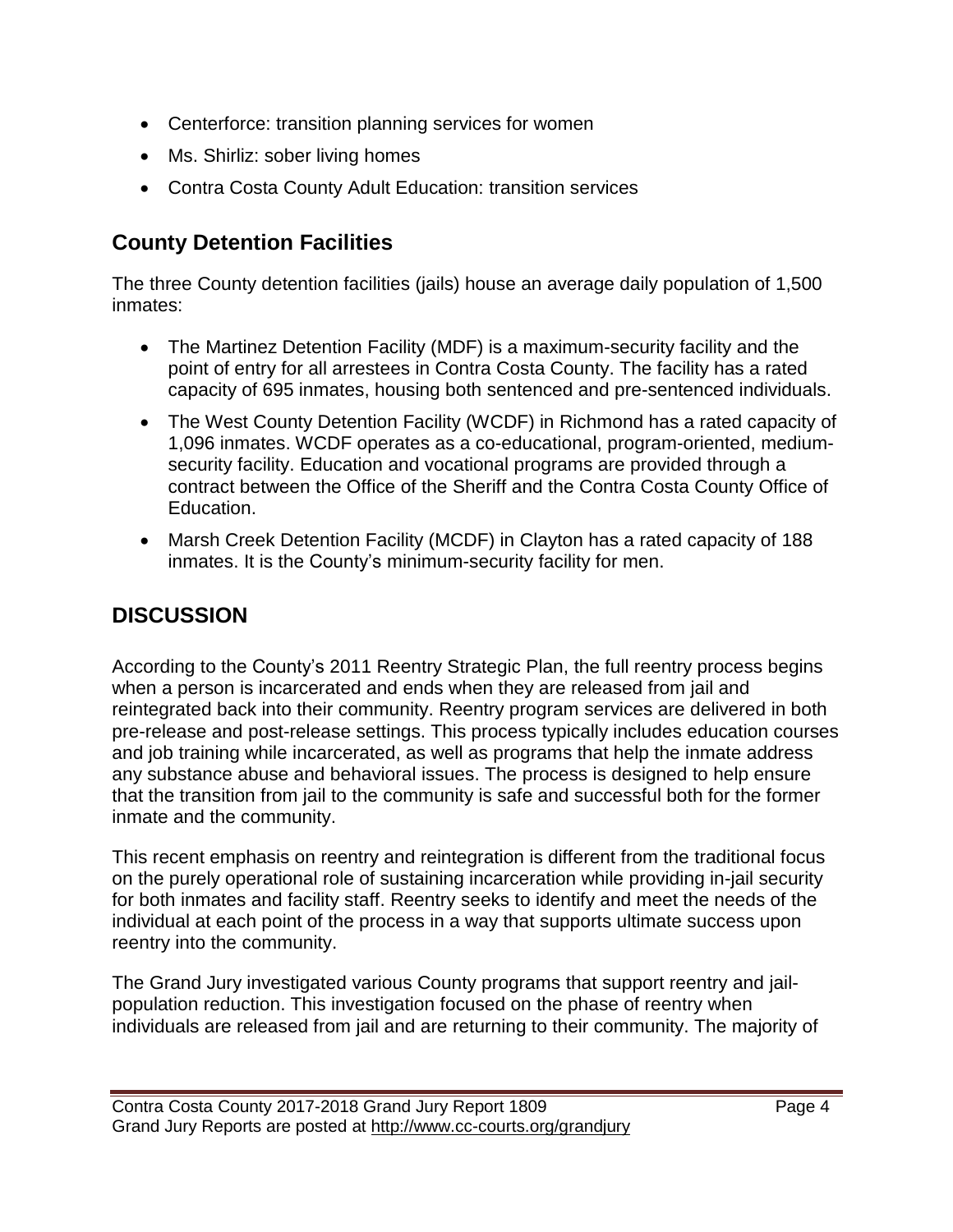- Centerforce: transition planning services for women
- Ms. Shirliz: sober living homes
- Contra Costa County Adult Education: transition services

## County Detention Facilities

The three County detention facilities (jails) house an average daily population of 1,500 inmates:

- The Martinez Detention Facility (MDF) is a maximum-security facility and the point of entry for all arrestees in Contra Costa County. The facility has a rated capacity of 695 inmates, housing both sentenced and pre-sentenced individuals.
- The West County Detention Facility (WCDF) in Richmond has a rated capacity of 1,096 inmates. WCDF operates as a co-educational, program-oriented, medium-security facility. Education and vocational programs are provided through a contract between the Office of the Sheriff and the Contra Costa County Office of Education.
- Marsh Creek Detention Facility (MCDF) in Clayton has a rated capacity of 188 inmates. It is the County's minimum-security facility for men.

## DISCUSSION

According to the County's 2011 Reentry Strategic Plan, the full reentry process begins when a person is incarcerated and ends when they are released from jail and reintegrated back into their community. Reentry program services are delivered in both pre-release and post-release settings. This process typically includes education courses and job training while incarcerated, as well as programs that help the inmate address any substance abuse and behavioral issues. The process is designed to help ensure that the transition from jail to the community is safe and successful both for the former inmate and the community.

This recent emphasis on reentry and reintegration is different from the traditional focus on the purely operational role of sustaining incarceration while providing in-jail security for both inmates and facility staff. Reentry seeks to identify and meet the needs of the individual at each point of the process in a way that supports ultimate success upon reentry into the community.

The Grand Jury investigated various County programs that support reentry and jail-population reduction. This investigation focused on the phase of reentry when individuals are released from jail and are returning to their community. The majority of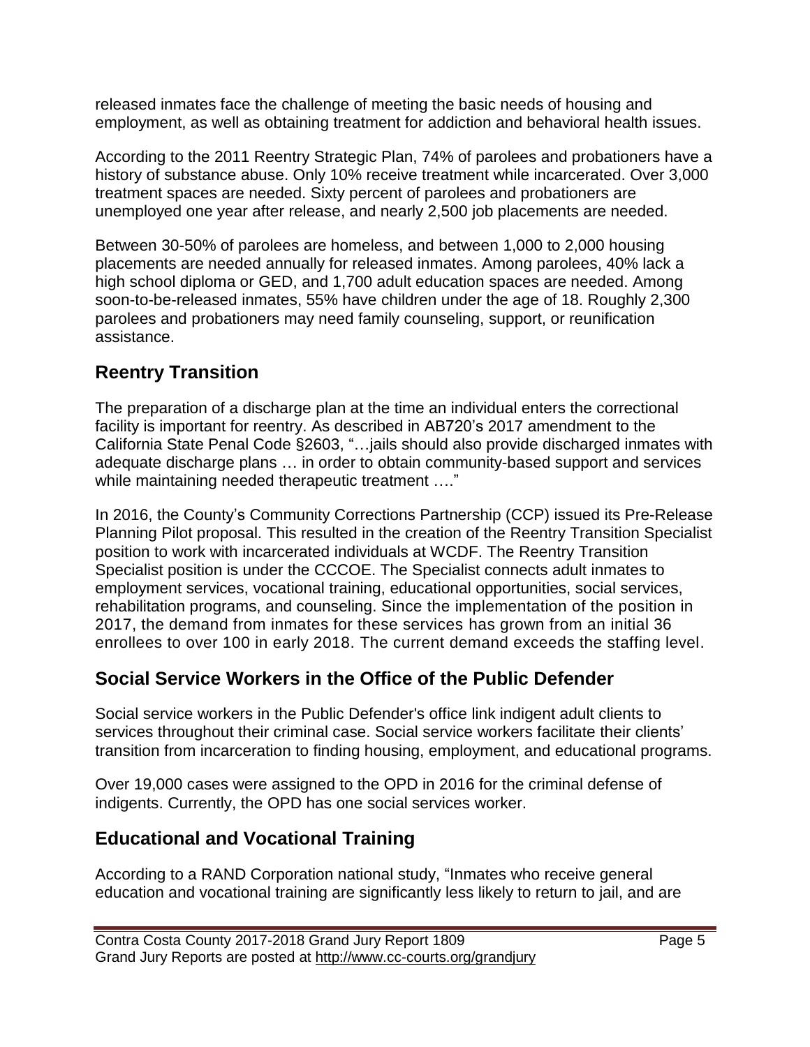released inmates face the challenge of meeting the basic needs of housing and employment, as well as obtaining treatment for addiction and behavioral health issues.

According to the 2011 Reentry Strategic Plan, 74% of parolees and probationers have a history of substance abuse. Only 10% receive treatment while incarcerated. Over 3,000 treatment spaces are needed. Sixty percent of parolees and probationers are unemployed one year after release, and nearly 2,500 job placements are needed.

Between 30-50% of parolees are homeless, and between 1,000 to 2,000 housing placements are needed annually for released inmates. Among parolees, 40% lack a high school diploma or GED, and 1,700 adult education spaces are needed. Among soon-to-be-released inmates, 55% have children under the age of 18. Roughly 2,300 parolees and probationers may need family counseling, support, or reunification assistance.

## Reentry Transition

The preparation of a discharge plan at the time an individual enters the correctional facility is important for reentry. As described in AB720's 2017 amendment to the California State Penal Code §2603, "…jails should also provide discharged inmates with adequate discharge plans … in order to obtain community-based support and services while maintaining needed therapeutic treatment …."

In 2016, the County's Community Corrections Partnership (CCP) issued its Pre-Release Planning Pilot proposal. This resulted in the creation of the Reentry Transition Specialist position to work with incarcerated individuals at WCDF. The Reentry Transition Specialist position is under the CCCOE. The Specialist connects adult inmates to employment services, vocational training, educational opportunities, social services, rehabilitation programs, and counseling. Since the implementation of the position in 2017, the demand from inmates for these services has grown from an initial 36 enrollees to over 100 in early 2018. The current demand exceeds the staffing level.

## Social Service Workers in the Office of the Public Defender

Social service workers in the Public Defender's office link indigent adult clients to services throughout their criminal case. Social service workers facilitate their clients' transition from incarceration to finding housing, employment, and educational programs.

Over 19,000 cases were assigned to the OPD in 2016 for the criminal defense of indigents. Currently, the OPD has one social services worker.

## Educational and Vocational Training

According to a RAND Corporation national study, "Inmates who receive general education and vocational training are significantly less likely to return to jail, and are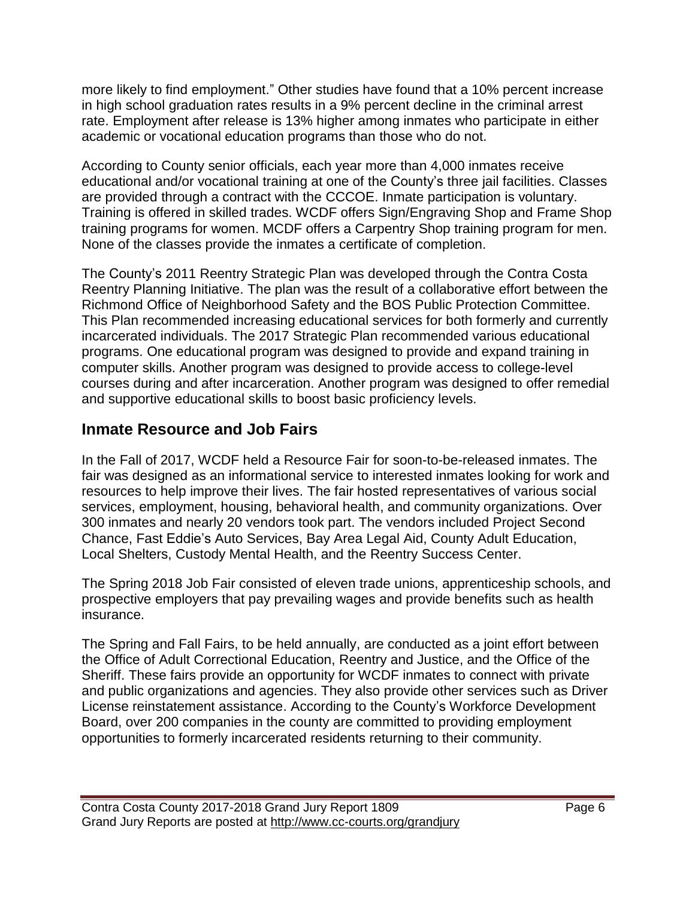more likely to find employment." Other studies have found that a 10% percent increase in high school graduation rates results in a 9% percent decline in the criminal arrest rate. Employment after release is 13% higher among inmates who participate in either academic or vocational education programs than those who do not.

According to County senior officials, each year more than 4,000 inmates receive educational and/or vocational training at one of the County's three jail facilities. Classes are provided through a contract with the CCCOE. Inmate participation is voluntary. Training is offered in skilled trades. WCDF offers Sign/Engraving Shop and Frame Shop training programs for women. MCDF offers a Carpentry Shop training program for men. None of the classes provide the inmates a certificate of completion.

The County's 2011 Reentry Strategic Plan was developed through the Contra Costa Reentry Planning Initiative. The plan was the result of a collaborative effort between the Richmond Office of Neighborhood Safety and the BOS Public Protection Committee. This Plan recommended increasing educational services for both formerly and currently incarcerated individuals. The 2017 Strategic Plan recommended various educational programs. One educational program was designed to provide and expand training in computer skills. Another program was designed to provide access to college-level courses during and after incarceration. Another program was designed to offer remedial and supportive educational skills to boost basic proficiency levels.

## Inmate Resource and Job Fairs

In the Fall of 2017, WCDF held a Resource Fair for soon-to-be-released inmates. The fair was designed as an informational service to interested inmates looking for work and resources to help improve their lives. The fair hosted representatives of various social services, employment, housing, behavioral health, and community organizations. Over 300 inmates and nearly 20 vendors took part. The vendors included Project Second Chance, Fast Eddie's Auto Services, Bay Area Legal Aid, County Adult Education, Local Shelters, Custody Mental Health, and the Reentry Success Center.

The Spring 2018 Job Fair consisted of eleven trade unions, apprenticeship schools, and prospective employers that pay prevailing wages and provide benefits such as health insurance.

The Spring and Fall Fairs, to be held annually, are conducted as a joint effort between the Office of Adult Correctional Education, Reentry and Justice, and the Office of the Sheriff. These fairs provide an opportunity for WCDF inmates to connect with private and public organizations and agencies. They also provide other services such as Driver License reinstatement assistance. According to the County's Workforce Development Board, over 200 companies in the county are committed to providing employment opportunities to formerly incarcerated residents returning to their community.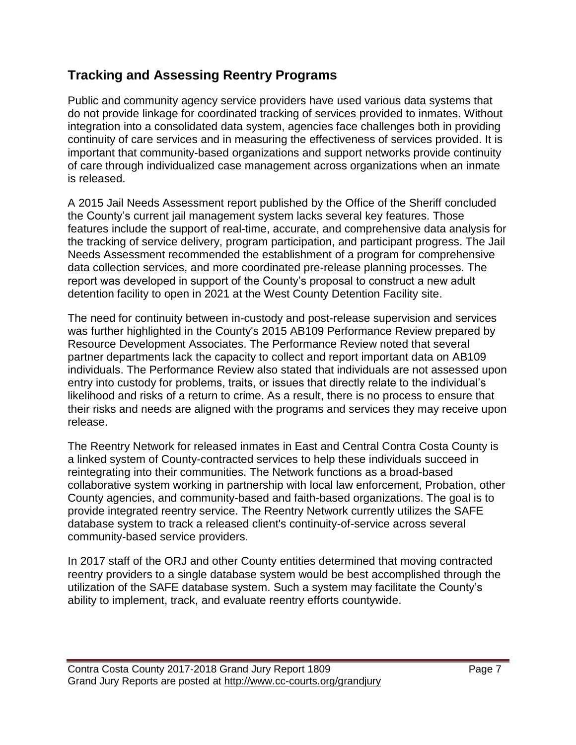## Tracking and Assessing Reentry Programs

Public and community agency service providers have used various data systems that do not provide linkage for coordinated tracking of services provided to inmates. Without integration into a consolidated data system, agencies face challenges both in providing continuity of care services and in measuring the effectiveness of services provided. It is important that community-based organizations and support networks provide continuity of care through individualized case management across organizations when an inmate is released.

A 2015 Jail Needs Assessment report published by the Office of the Sheriff concluded the County's current jail management system lacks several key features. Those features include the support of real-time, accurate, and comprehensive data analysis for the tracking of service delivery, program participation, and participant progress. The Jail Needs Assessment recommended the establishment of a program for comprehensive data collection services, and more coordinated pre-release planning processes. The report was developed in support of the County's proposal to construct a new adult detention facility to open in 2021 at the West County Detention Facility site.

The need for continuity between in-custody and post-release supervision and services was further highlighted in the County's 2015 AB109 Performance Review prepared by Resource Development Associates. The Performance Review noted that several partner departments lack the capacity to collect and report important data on AB109 individuals. The Performance Review also stated that individuals are not assessed upon entry into custody for problems, traits, or issues that directly relate to the individual's likelihood and risks of a return to crime. As a result, there is no process to ensure that their risks and needs are aligned with the programs and services they may receive upon release.

The Reentry Network for released inmates in East and Central Contra Costa County is a linked system of County-contracted services to help these individuals succeed in reintegrating into their communities. The Network functions as a broad-based collaborative system working in partnership with local law enforcement, Probation, other County agencies, and community-based and faith-based organizations. The goal is to provide integrated reentry service. The Reentry Network currently utilizes the SAFE database system to track a released client's continuity-of-service across several community-based service providers.

In 2017 staff of the ORJ and other County entities determined that moving contracted reentry providers to a single database system would be best accomplished through the utilization of the SAFE database system. Such a system may facilitate the County's ability to implement, track, and evaluate reentry efforts countywide.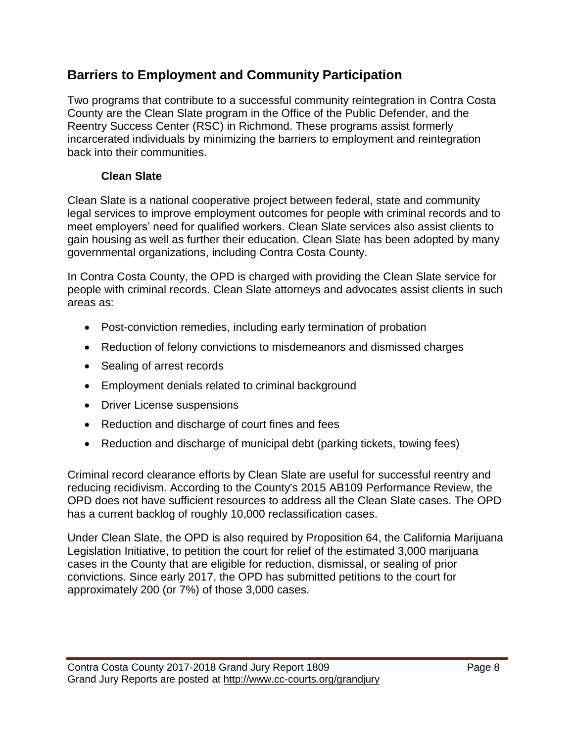## Barriers to Employment and Community Participation

Two programs that contribute to a successful community reintegration in Contra Costa County are the Clean Slate program in the Office of the Public Defender, and the Reentry Success Center (RSC) in Richmond. These programs assist formerly incarcerated individuals by minimizing the barriers to employment and reintegration back into their communities.

### Clean Slate

Clean Slate is a national cooperative project between federal, state and community legal services to improve employment outcomes for people with criminal records and to meet employers' need for qualified workers. Clean Slate services also assist clients to gain housing as well as further their education. Clean Slate has been adopted by many governmental organizations, including Contra Costa County.

In Contra Costa County, the OPD is charged with providing the Clean Slate service for people with criminal records. Clean Slate attorneys and advocates assist clients in such areas as:

- Post-conviction remedies, including early termination of probation
- Reduction of felony convictions to misdemeanors and dismissed charges
- Sealing of arrest records
- Employment denials related to criminal background
- Driver License suspensions
- Reduction and discharge of court fines and fees
- Reduction and discharge of municipal debt (parking tickets, towing fees)

Criminal record clearance efforts by Clean Slate are useful for successful reentry and reducing recidivism. According to the County's 2015 AB109 Performance Review, the OPD does not have sufficient resources to address all the Clean Slate cases. The OPD has a current backlog of roughly 10,000 reclassification cases.

Under Clean Slate, the OPD is also required by Proposition 64, the California Marijuana Legislation Initiative, to petition the court for relief of the estimated 3,000 marijuana cases in the County that are eligible for reduction, dismissal, or sealing of prior convictions. Since early 2017, the OPD has submitted petitions to the court for approximately 200 (or 7%) of those 3,000 cases.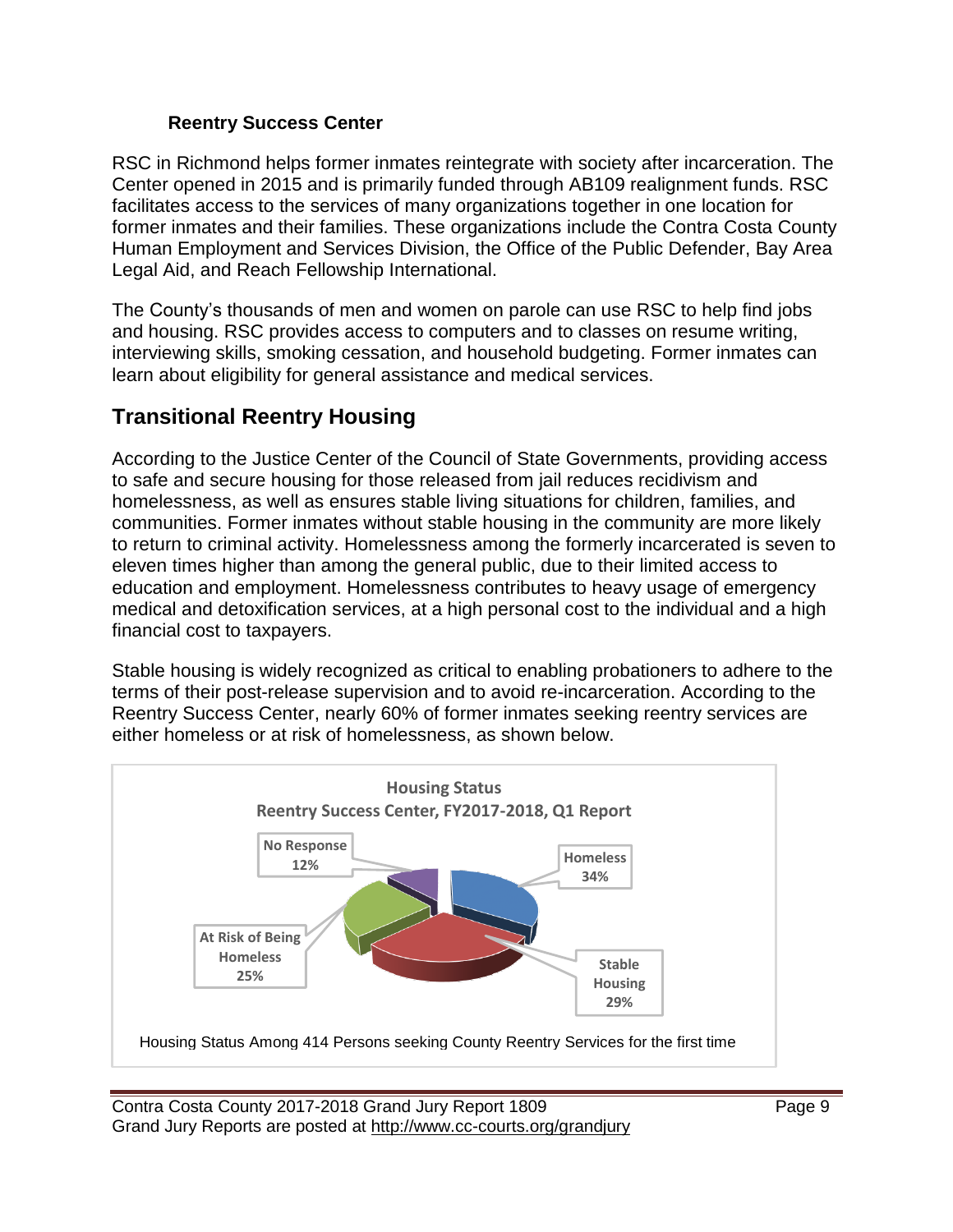### Reentry Success Center

RSC in Richmond helps former inmates reintegrate with society after incarceration. The Center opened in 2015 and is primarily funded through AB109 realignment funds. RSC facilitates access to the services of many organizations together in one location for former inmates and their families. These organizations include the Contra Costa County Human Employment and Services Division, the Office of the Public Defender, Bay Area Legal Aid, and Reach Fellowship International.

The County's thousands of men and women on parole can use RSC to help find jobs and housing. RSC provides access to computers and to classes on resume writing, interviewing skills, smoking cessation, and household budgeting. Former inmates can learn about eligibility for general assistance and medical services.

## Transitional Reentry Housing

According to the Justice Center of the Council of State Governments, providing access to safe and secure housing for those released from jail reduces recidivism and homelessness, as well as ensures stable living situations for children, families, and communities. Former inmates without stable housing in the community are more likely to return to criminal activity. Homelessness among the formerly incarcerated is seven to eleven times higher than among the general public, due to their limited access to education and employment. Homelessness contributes to heavy usage of emergency medical and detoxification services, at a high personal cost to the individual and a high financial cost to taxpayers.

Stable housing is widely recognized as critical to enabling probationers to adhere to the terms of their post-release supervision and to avoid re-incarceration. According to the Reentry Success Center, nearly 60% of former inmates seeking reentry services are either homeless or at risk of homelessness, as shown below.

**Housing Status**
**Reentry Success Center, FY2017-2018, Q1 Report**

| Housing Status | Percent |
|---|---|
| Homeless | 34% |
| Stable Housing | 29% |
| At Risk of Being Homeless | 25% |
| No Response | 12% |

Housing Status Among 414 Persons seeking County Reentry Services for the first time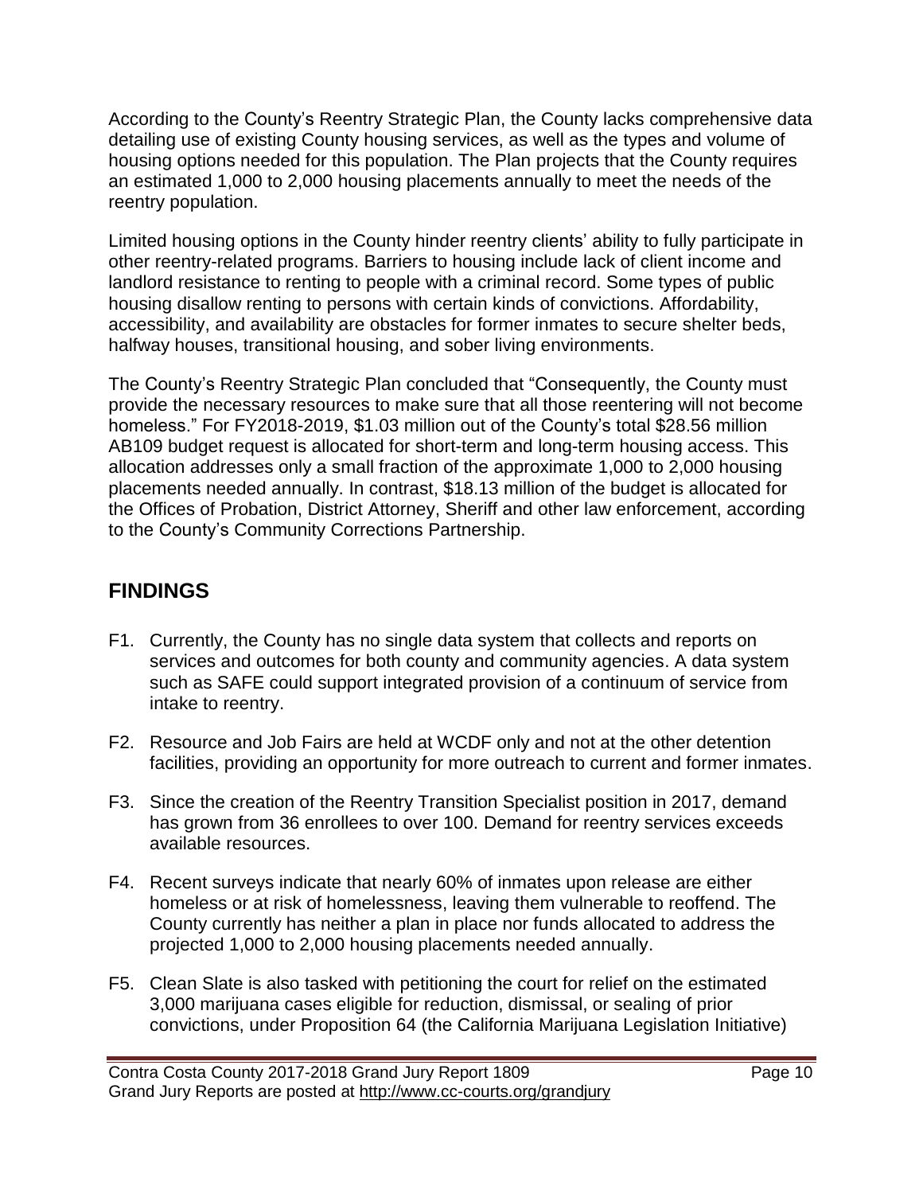According to the County's Reentry Strategic Plan, the County lacks comprehensive data detailing use of existing County housing services, as well as the types and volume of housing options needed for this population. The Plan projects that the County requires an estimated 1,000 to 2,000 housing placements annually to meet the needs of the reentry population.

Limited housing options in the County hinder reentry clients' ability to fully participate in other reentry-related programs. Barriers to housing include lack of client income and landlord resistance to renting to people with a criminal record. Some types of public housing disallow renting to persons with certain kinds of convictions. Affordability, accessibility, and availability are obstacles for former inmates to secure shelter beds, halfway houses, transitional housing, and sober living environments.

The County's Reentry Strategic Plan concluded that "Consequently, the County must provide the necessary resources to make sure that all those reentering will not become homeless." For FY2018-2019, $1.03 million out of the County's total $28.56 million AB109 budget request is allocated for short-term and long-term housing access. This allocation addresses only a small fraction of the approximate 1,000 to 2,000 housing placements needed annually. In contrast, $18.13 million of the budget is allocated for the Offices of Probation, District Attorney, Sheriff and other law enforcement, according to the County's Community Corrections Partnership.

## FINDINGS

F1. Currently, the County has no single data system that collects and reports on services and outcomes for both county and community agencies. A data system such as SAFE could support integrated provision of a continuum of service from intake to reentry.

F2. Resource and Job Fairs are held at WCDF only and not at the other detention facilities, providing an opportunity for more outreach to current and former inmates.

F3. Since the creation of the Reentry Transition Specialist position in 2017, demand has grown from 36 enrollees to over 100. Demand for reentry services exceeds available resources.

F4. Recent surveys indicate that nearly 60% of inmates upon release are either homeless or at risk of homelessness, leaving them vulnerable to reoffend. The County currently has neither a plan in place nor funds allocated to address the projected 1,000 to 2,000 housing placements needed annually.

F5. Clean Slate is also tasked with petitioning the court for relief on the estimated 3,000 marijuana cases eligible for reduction, dismissal, or sealing of prior convictions, under Proposition 64 (the California Marijuana Legislation Initiative)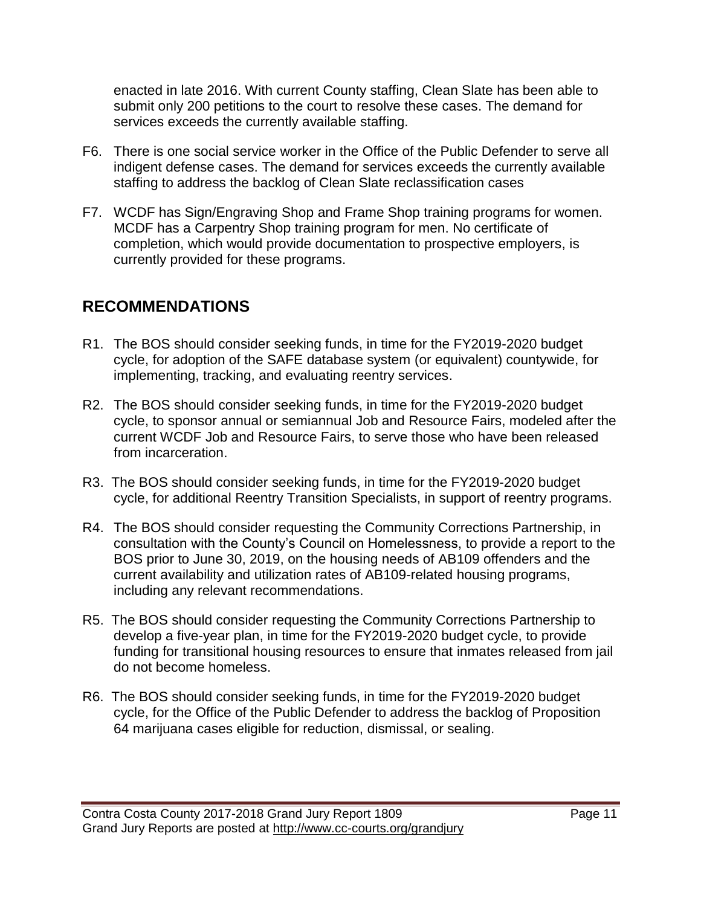enacted in late 2016. With current County staffing, Clean Slate has been able to submit only 200 petitions to the court to resolve these cases. The demand for services exceeds the currently available staffing.

F6. There is one social service worker in the Office of the Public Defender to serve all indigent defense cases. The demand for services exceeds the currently available staffing to address the backlog of Clean Slate reclassification cases

F7. WCDF has Sign/Engraving Shop and Frame Shop training programs for women. MCDF has a Carpentry Shop training program for men. No certificate of completion, which would provide documentation to prospective employers, is currently provided for these programs.

## RECOMMENDATIONS

R1. The BOS should consider seeking funds, in time for the FY2019-2020 budget cycle, for adoption of the SAFE database system (or equivalent) countywide, for implementing, tracking, and evaluating reentry services.

R2. The BOS should consider seeking funds, in time for the FY2019-2020 budget cycle, to sponsor annual or semiannual Job and Resource Fairs, modeled after the current WCDF Job and Resource Fairs, to serve those who have been released from incarceration.

R3. The BOS should consider seeking funds, in time for the FY2019-2020 budget cycle, for additional Reentry Transition Specialists, in support of reentry programs.

R4. The BOS should consider requesting the Community Corrections Partnership, in consultation with the County's Council on Homelessness, to provide a report to the BOS prior to June 30, 2019, on the housing needs of AB109 offenders and the current availability and utilization rates of AB109-related housing programs, including any relevant recommendations.

R5. The BOS should consider requesting the Community Corrections Partnership to develop a five-year plan, in time for the FY2019-2020 budget cycle, to provide funding for transitional housing resources to ensure that inmates released from jail do not become homeless.

R6. The BOS should consider seeking funds, in time for the FY2019-2020 budget cycle, for the Office of the Public Defender to address the backlog of Proposition 64 marijuana cases eligible for reduction, dismissal, or sealing.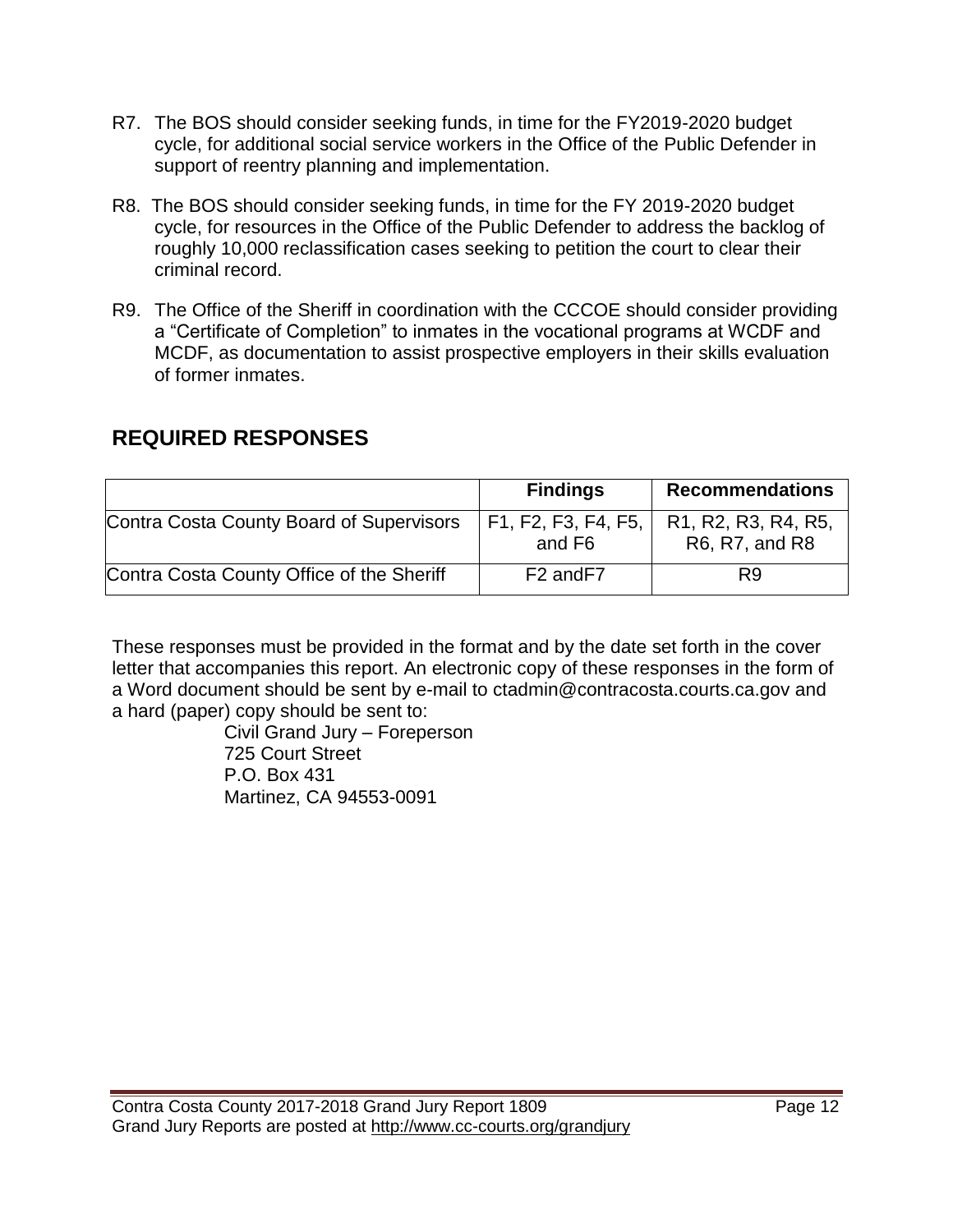R7. The BOS should consider seeking funds, in time for the FY2019-2020 budget cycle, for additional social service workers in the Office of the Public Defender in support of reentry planning and implementation.

R8. The BOS should consider seeking funds, in time for the FY 2019-2020 budget cycle, for resources in the Office of the Public Defender to address the backlog of roughly 10,000 reclassification cases seeking to petition the court to clear their criminal record.

R9. The Office of the Sheriff in coordination with the CCCOE should consider providing a "Certificate of Completion" to inmates in the vocational programs at WCDF and MCDF, as documentation to assist prospective employers in their skills evaluation of former inmates.

## REQUIRED RESPONSES

| | Findings | Recommendations |
|---|---|---|
| Contra Costa County Board of Supervisors | F1, F2, F3, F4, F5, and F6 | R1, R2, R3, R4, R5, R6, R7, and R8 |
| Contra Costa County Office of the Sheriff | F2 andF7 | R9 |

These responses must be provided in the format and by the date set forth in the cover letter that accompanies this report. An electronic copy of these responses in the form of a Word document should be sent by e-mail to ctadmin@contracosta.courts.ca.gov and a hard (paper) copy should be sent to:

Civil Grand Jury – Foreperson
725 Court Street
P.O. Box 431
Martinez, CA 94553-0091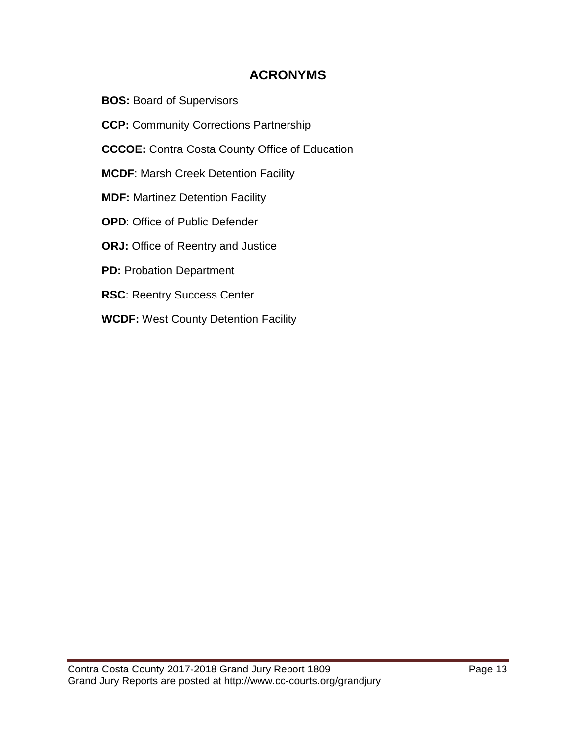## ACRONYMS

**BOS:** Board of Supervisors

**CCP:** Community Corrections Partnership

**CCCOE:** Contra Costa County Office of Education

**MCDF**: Marsh Creek Detention Facility

**MDF:** Martinez Detention Facility

**OPD**: Office of Public Defender

**ORJ:** Office of Reentry and Justice

**PD:** Probation Department

**RSC**: Reentry Success Center

**WCDF:** West County Detention Facility